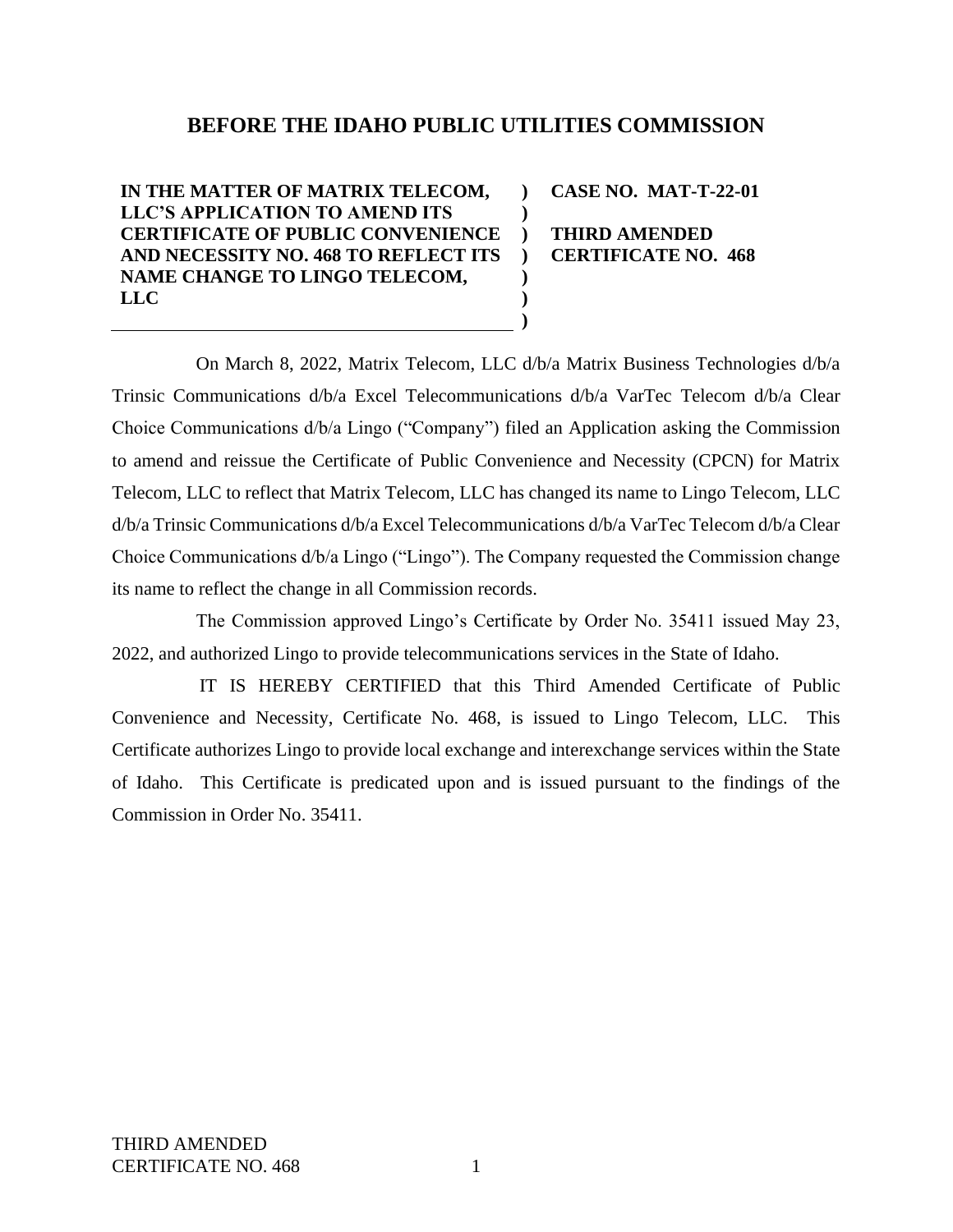# BEFORE THE IDAHO PUBLIC UTILITIES COMMISSION

| | | |
|---|---|---|
| **IN THE MATTER OF MATRIX TELECOM, LLC'S APPLICATION TO AMEND ITS CERTIFICATE OF PUBLIC CONVENIENCE AND NECESSITY NO. 468 TO REFLECT ITS NAME CHANGE TO LINGO TELECOM, LLC** | **)<br>)<br>)<br>)<br>)<br>)<br>)** | **CASE NO. MAT-T-22-01**<br><br>**THIRD AMENDED CERTIFICATE NO. 468** |

On March 8, 2022, Matrix Telecom, LLC d/b/a Matrix Business Technologies d/b/a Trinsic Communications d/b/a Excel Telecommunications d/b/a VarTec Telecom d/b/a Clear Choice Communications d/b/a Lingo ("Company") filed an Application asking the Commission to amend and reissue the Certificate of Public Convenience and Necessity (CPCN) for Matrix Telecom, LLC to reflect that Matrix Telecom, LLC has changed its name to Lingo Telecom, LLC d/b/a Trinsic Communications d/b/a Excel Telecommunications d/b/a VarTec Telecom d/b/a Clear Choice Communications d/b/a Lingo ("Lingo"). The Company requested the Commission change its name to reflect the change in all Commission records.

The Commission approved Lingo's Certificate by Order No. 35411 issued May 23, 2022, and authorized Lingo to provide telecommunications services in the State of Idaho.

IT IS HEREBY CERTIFIED that this Third Amended Certificate of Public Convenience and Necessity, Certificate No. 468, is issued to Lingo Telecom, LLC. This Certificate authorizes Lingo to provide local exchange and interexchange services within the State of Idaho. This Certificate is predicated upon and is issued pursuant to the findings of the Commission in Order No. 35411.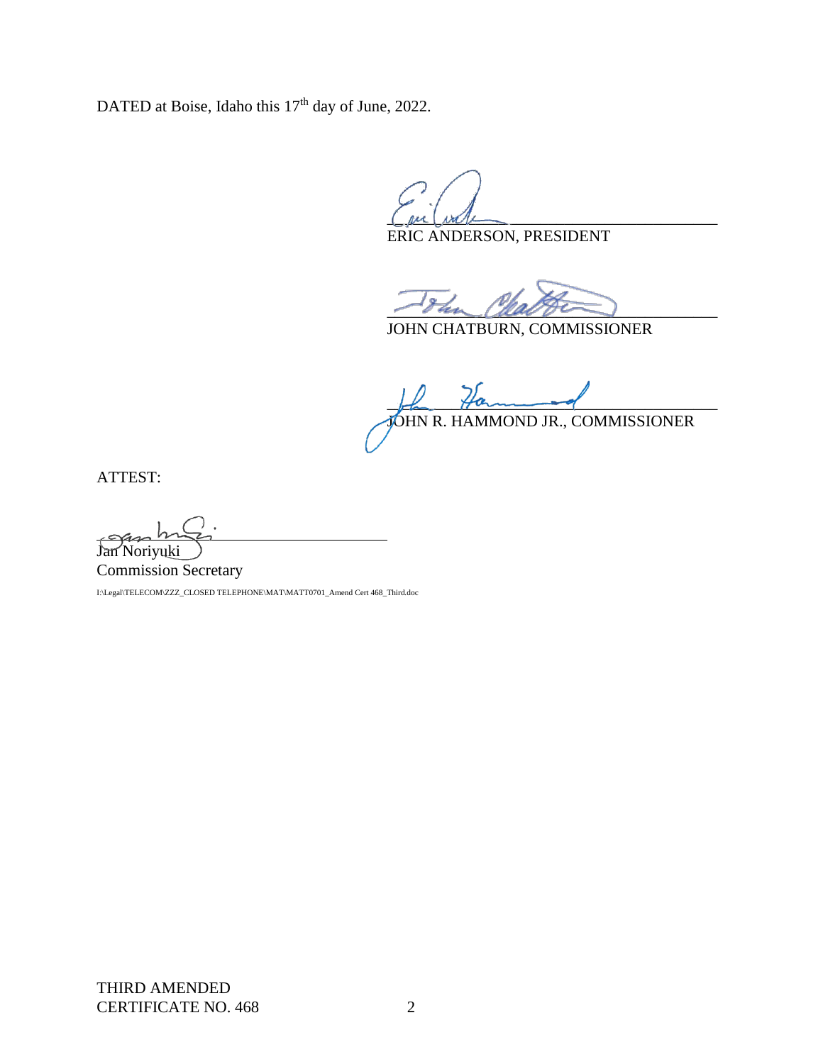DATED at Boise, Idaho this 17th day of June, 2022.

ERIC ANDERSON, PRESIDENT

JOHN CHATBURN, COMMISSIONER

JOHN R. HAMMOND JR., COMMISSIONER

ATTEST:

Jan Noriyuki
Commission Secretary

I:\Legal\TELECOM\ZZZ_CLOSED TELEPHONE\MAT\MATT0701_Amend Cert 468_Third.doc

THIRD AMENDED
CERTIFICATE NO. 468